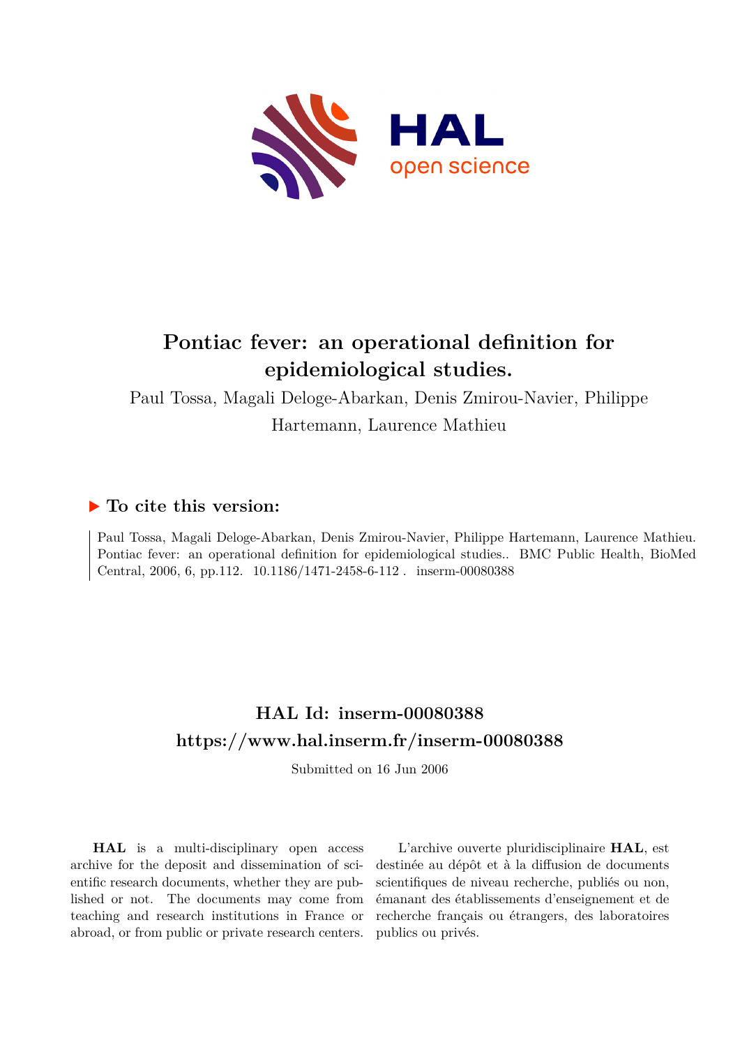# Pontiac fever: an operational definition for epidemiological studies.

Paul Tossa, Magali Deloge-Abarkan, Denis Zmirou-Navier, Philippe Hartemann, Laurence Mathieu

## ▶ To cite this version:

Paul Tossa, Magali Deloge-Abarkan, Denis Zmirou-Navier, Philippe Hartemann, Laurence Mathieu. Pontiac fever: an operational definition for epidemiological studies.. BMC Public Health, BioMed Central, 2006, 6, pp.112. 10.1186/1471-2458-6-112 . inserm-00080388

## HAL Id: inserm-00080388

## https://www.hal.inserm.fr/inserm-00080388

Submitted on 16 Jun 2006

**HAL** is a multi-disciplinary open access archive for the deposit and dissemination of scientific research documents, whether they are published or not. The documents may come from teaching and research institutions in France or abroad, or from public or private research centers.

L'archive ouverte pluridisciplinaire **HAL**, est destinée au dépôt et à la diffusion de documents scientifiques de niveau recherche, publiés ou non, émanant des établissements d'enseignement et de recherche français ou étrangers, des laboratoires publics ou privés.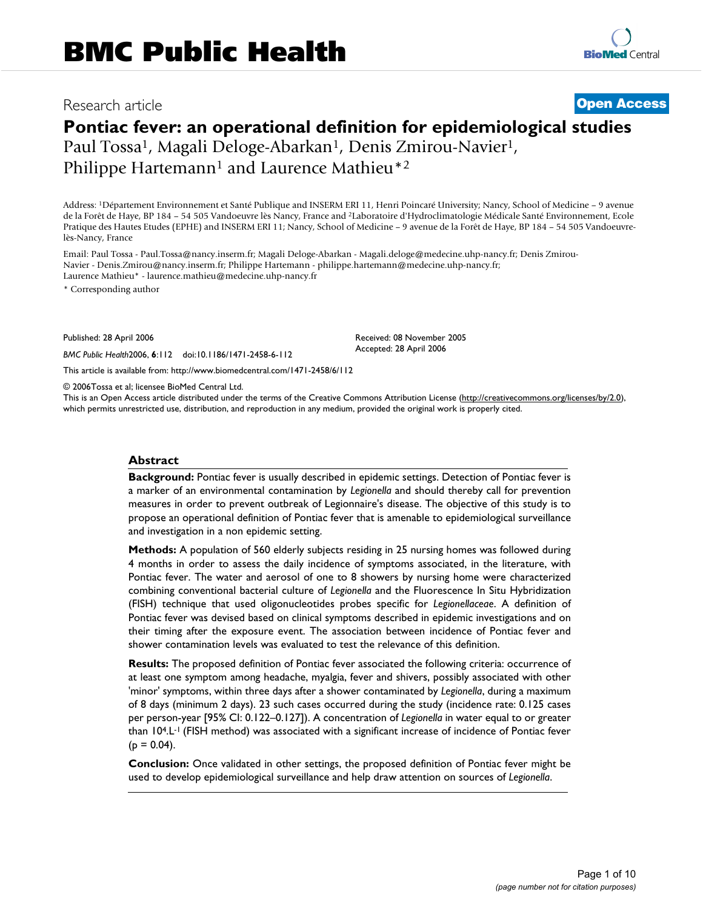# Pontiac fever: an operational definition for epidemiological studies

Paul Tossa[1], Magali Deloge-Abarkan[1], Denis Zmirou-Navier[1], Philippe Hartemann[1] and Laurence Mathieu*[2]

Address: [1]Département Environnement et Santé Publique and INSERM ERI 11, Henri Poincaré University; Nancy, School of Medicine – 9 avenue de la Forêt de Haye, BP 184 – 54 505 Vandoeuvre lès Nancy, France and [2]Laboratoire d'Hydroclimatologie Médicale Santé Environnement, Ecole Pratique des Hautes Etudes (EPHE) and INSERM ERI 11; Nancy, School of Medicine – 9 avenue de la Forêt de Haye, BP 184 – 54 505 Vandoeuvre-lès-Nancy, France

Email: Paul Tossa - Paul.Tossa@nancy.inserm.fr; Magali Deloge-Abarkan - Magali.deloge@medecine.uhp-nancy.fr; Denis Zmirou-Navier - Denis.Zmirou@nancy.inserm.fr; Philippe Hartemann - philippe.hartemann@medecine.uhp-nancy.fr; Laurence Mathieu* - laurence.mathieu@medecine.uhp-nancy.fr

\* Corresponding author

Published: 28 April 2006

*BMC Public Health* 2006, **6**:112 doi:10.1186/1471-2458-6-112

Received: 08 November 2005
Accepted: 28 April 2006

This article is available from: http://www.biomedcentral.com/1471-2458/6/112

© 2006 Tossa et al; licensee BioMed Central Ltd.
This is an Open Access article distributed under the terms of the Creative Commons Attribution License (http://creativecommons.org/licenses/by/2.0), which permits unrestricted use, distribution, and reproduction in any medium, provided the original work is properly cited.

## Abstract

**Background:** Pontiac fever is usually described in epidemic settings. Detection of Pontiac fever is a marker of an environmental contamination by *Legionella* and should thereby call for prevention measures in order to prevent outbreak of Legionnaire's disease. The objective of this study is to propose an operational definition of Pontiac fever that is amenable to epidemiological surveillance and investigation in a non epidemic setting.

**Methods:** A population of 560 elderly subjects residing in 25 nursing homes was followed during 4 months in order to assess the daily incidence of symptoms associated, in the literature, with Pontiac fever. The water and aerosol of one to 8 showers by nursing home were characterized combining conventional bacterial culture of *Legionella* and the Fluorescence In Situ Hybridization (FISH) technique that used oligonucleotides probes specific for *Legionellaceae*. A definition of Pontiac fever was devised based on clinical symptoms described in epidemic investigations and on their timing after the exposure event. The association between incidence of Pontiac fever and shower contamination levels was evaluated to test the relevance of this definition.

**Results:** The proposed definition of Pontiac fever associated the following criteria: occurrence of at least one symptom among headache, myalgia, fever and shivers, possibly associated with other 'minor' symptoms, within three days after a shower contaminated by *Legionella*, during a maximum of 8 days (minimum 2 days). 23 such cases occurred during the study (incidence rate: 0.125 cases per person-year [95% CI: 0.122–0.127]). A concentration of *Legionella* in water equal to or greater than $10^4.L^{-1}$ (FISH method) was associated with a significant increase of incidence of Pontiac fever ($p = 0.04$).

**Conclusion:** Once validated in other settings, the proposed definition of Pontiac fever might be used to develop epidemiological surveillance and help draw attention on sources of *Legionella*.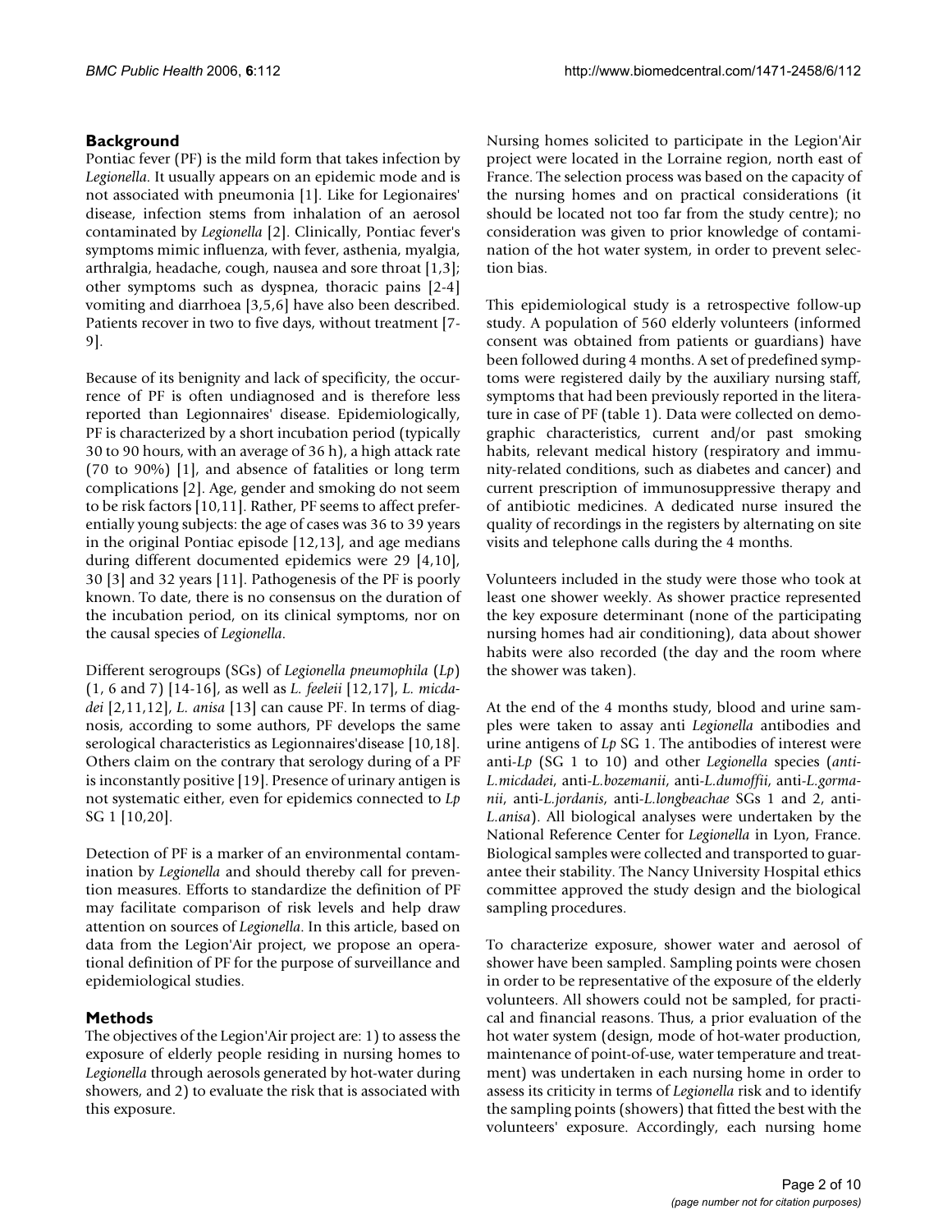## Background

Pontiac fever (PF) is the mild form that takes infection by *Legionella*. It usually appears on an epidemic mode and is not associated with pneumonia [1]. Like for Legionaires' disease, infection stems from inhalation of an aerosol contaminated by *Legionella* [2]. Clinically, Pontiac fever's symptoms mimic influenza, with fever, asthenia, myalgia, arthralgia, headache, cough, nausea and sore throat [1,3]; other symptoms such as dyspnea, thoracic pains [2-4] vomiting and diarrhoea [3,5,6] have also been described. Patients recover in two to five days, without treatment [7-9].

Because of its benignity and lack of specificity, the occurrence of PF is often undiagnosed and is therefore less reported than Legionnaires' disease. Epidemiologically, PF is characterized by a short incubation period (typically 30 to 90 hours, with an average of 36 h), a high attack rate (70 to 90%) [1], and absence of fatalities or long term complications [2]. Age, gender and smoking do not seem to be risk factors [10,11]. Rather, PF seems to affect preferentially young subjects: the age of cases was 36 to 39 years in the original Pontiac episode [12,13], and age medians during different documented epidemics were 29 [4,10], 30 [3] and 32 years [11]. Pathogenesis of the PF is poorly known. To date, there is no consensus on the duration of the incubation period, on its clinical symptoms, nor on the causal species of *Legionella*.

Different serogroups (SGs) of *Legionella pneumophila* (*Lp*) (1, 6 and 7) [14-16], as well as *L. feeleii* [12,17], *L. micdadei* [2,11,12], *L. anisa* [13] can cause PF. In terms of diagnosis, according to some authors, PF develops the same serological characteristics as Legionnaires'disease [10,18]. Others claim on the contrary that serology during of a PF is inconstantly positive [19]. Presence of urinary antigen is not systematic either, even for epidemics connected to *Lp* SG 1 [10,20].

Detection of PF is a marker of an environmental contamination by *Legionella* and should thereby call for prevention measures. Efforts to standardize the definition of PF may facilitate comparison of risk levels and help draw attention on sources of *Legionella*. In this article, based on data from the Legion'Air project, we propose an operational definition of PF for the purpose of surveillance and epidemiological studies.

## Methods

The objectives of the Legion'Air project are: 1) to assess the exposure of elderly people residing in nursing homes to *Legionella* through aerosols generated by hot-water during showers, and 2) to evaluate the risk that is associated with this exposure.

Nursing homes solicited to participate in the Legion'Air project were located in the Lorraine region, north east of France. The selection process was based on the capacity of the nursing homes and on practical considerations (it should be located not too far from the study centre); no consideration was given to prior knowledge of contamination of the hot water system, in order to prevent selection bias.

This epidemiological study is a retrospective follow-up study. A population of 560 elderly volunteers (informed consent was obtained from patients or guardians) have been followed during 4 months. A set of predefined symptoms were registered daily by the auxiliary nursing staff, symptoms that had been previously reported in the literature in case of PF (table 1). Data were collected on demographic characteristics, current and/or past smoking habits, relevant medical history (respiratory and immunity-related conditions, such as diabetes and cancer) and current prescription of immunosuppressive therapy and of antibiotic medicines. A dedicated nurse insured the quality of recordings in the registers by alternating on site visits and telephone calls during the 4 months.

Volunteers included in the study were those who took at least one shower weekly. As shower practice represented the key exposure determinant (none of the participating nursing homes had air conditioning), data about shower habits were also recorded (the day and the room where the shower was taken).

At the end of the 4 months study, blood and urine samples were taken to assay anti *Legionella* antibodies and urine antigens of *Lp* SG 1. The antibodies of interest were anti-*Lp* (SG 1 to 10) and other *Legionella* species (*anti-L.micdadei*, anti-*L.bozemanii*, anti-*L.dumoffii*, anti-*L.gormanii*, anti-*L.jordanis*, anti-*L.longbeachae* SGs 1 and 2, anti-*L.anisa*). All biological analyses were undertaken by the National Reference Center for *Legionella* in Lyon, France. Biological samples were collected and transported to guarantee their stability. The Nancy University Hospital ethics committee approved the study design and the biological sampling procedures.

To characterize exposure, shower water and aerosol of shower have been sampled. Sampling points were chosen in order to be representative of the exposure of the elderly volunteers. All showers could not be sampled, for practical and financial reasons. Thus, a prior evaluation of the hot water system (design, mode of hot-water production, maintenance of point-of-use, water temperature and treatment) was undertaken in each nursing home in order to assess its criticity in terms of *Legionella* risk and to identify the sampling points (showers) that fitted the best with the volunteers' exposure. Accordingly, each nursing home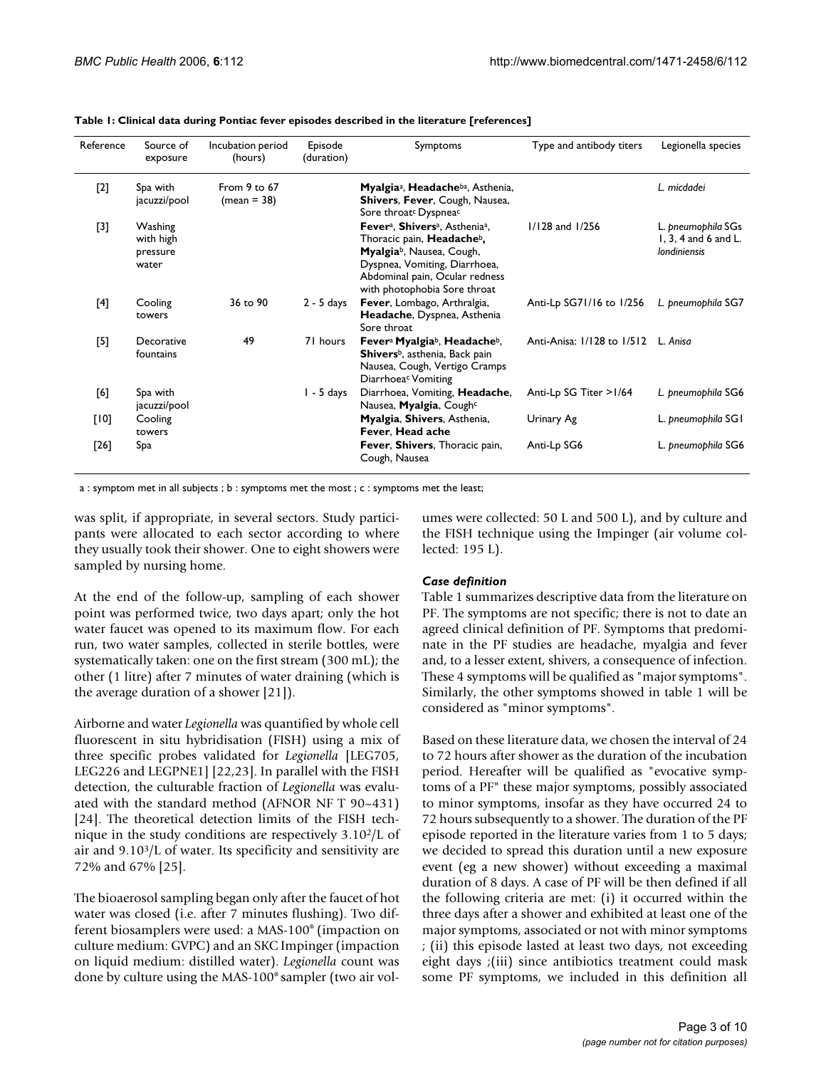**Table 1: Clinical data during Pontiac fever episodes described in the literature [references]**

| Reference | Source of exposure | Incubation period (hours) | Episode (duration) | Symptoms | Type and antibody titers | Legionella species |
|---|---|---|---|---|---|---|
| [2] | Spa with jacuzzi/pool | From 9 to 67 (mean = 38) | | **Myalgia**[a], **Headache**[ba], Asthenia, **Shivers**, **Fever**, Cough, Nausea, Sore throat[c] Dyspnea[c] | | *L. micdadei* |
| [3] | Washing with high pressure water | | | **Fever**[a], **Shivers**[a], Asthenia[a], Thoracic pain, **Headache**[b], **Myalgia**[b], Nausea, Cough, Dyspnea, Vomiting, Diarrhoea, Abdominal pain, Ocular redness with photophobia Sore throat | 1/128 and 1/256 | L. *pneumophila* SGs 1, 3, 4 and 6 and L. *londiniensis* |
| [4] | Cooling towers | 36 to 90 | 2 - 5 days | **Fever**, Lombago, Arthralgia, **Headache**, Dyspnea, Asthenia Sore throat | Anti-Lp SG71/16 to 1/256 | *L. pneumophila* SG7 |
| [5] | Decorative fountains | 49 | 71 hours | **Fever**[a] **Myalgia**[b], **Headache**[b], **Shivers**[b], asthenia, Back pain Nausea, Cough, Vertigo Cramps Diarrhoea[c] Vomiting | Anti-Anisa: 1/128 to 1/512 | L. *Anisa* |
| [6] | Spa with jacuzzi/pool | | 1 - 5 days | Diarrhoea, Vomiting, **Headache**, Nausea, **Myalgia**, Cough[c] | Anti-Lp SG Titer >1/64 | *L. pneumophila* SG6 |
| [10] | Cooling towers | | | **Myalgia**, **Shivers**, Asthenia, **Fever**, **Head ache** | Urinary Ag | L. *pneumophila* SG1 |
| [26] | Spa | | | **Fever**, **Shivers**, Thoracic pain, Cough, Nausea | Anti-Lp SG6 | L. *pneumophila* SG6 |

a : symptom met in all subjects ; b : symptoms met the most ; c : symptoms met the least;

was split, if appropriate, in several sectors. Study participants were allocated to each sector according to where they usually took their shower. One to eight showers were sampled by nursing home.

At the end of the follow-up, sampling of each shower point was performed twice, two days apart; only the hot water faucet was opened to its maximum flow. For each run, two water samples, collected in sterile bottles, were systematically taken: one on the first stream (300 mL); the other (1 litre) after 7 minutes of water draining (which is the average duration of a shower [21]).

Airborne and water *Legionella* was quantified by whole cell fluorescent in situ hybridisation (FISH) using a mix of three specific probes validated for *Legionella* [LEG705, LEG226 and LEGPNE1] [22,23]. In parallel with the FISH detection, the culturable fraction of *Legionella* was evaluated with the standard method (AFNOR NF T 90–431) [24]. The theoretical detection limits of the FISH technique in the study conditions are respectively $3.10^2$/L of air and $9.10^3$/L of water. Its specificity and sensitivity are 72% and 67% [25].

The bioaerosol sampling began only after the faucet of hot water was closed (i.e. after 7 minutes flushing). Two different biosamplers were used: a MAS-100® (impaction on culture medium: GVPC) and an SKC Impinger (impaction on liquid medium: distilled water). *Legionella* count was done by culture using the MAS-100® sampler (two air volumes were collected: 50 L and 500 L), and by culture and the FISH technique using the Impinger (air volume collected: 195 L).

### *Case definition*

Table 1 summarizes descriptive data from the literature on PF. The symptoms are not specific; there is not to date an agreed clinical definition of PF. Symptoms that predominate in the PF studies are headache, myalgia and fever and, to a lesser extent, shivers, a consequence of infection. These 4 symptoms will be qualified as "major symptoms". Similarly, the other symptoms showed in table 1 will be considered as "minor symptoms".

Based on these literature data, we chosen the interval of 24 to 72 hours after shower as the duration of the incubation period. Hereafter will be qualified as "evocative symptoms of a PF" these major symptoms, possibly associated to minor symptoms, insofar as they have occurred 24 to 72 hours subsequently to a shower. The duration of the PF episode reported in the literature varies from 1 to 5 days; we decided to spread this duration until a new exposure event (eg a new shower) without exceeding a maximal duration of 8 days. A case of PF will be then defined if all the following criteria are met: (i) it occurred within the three days after a shower and exhibited at least one of the major symptoms, associated or not with minor symptoms ; (ii) this episode lasted at least two days, not exceeding eight days ;(iii) since antibiotics treatment could mask some PF symptoms, we included in this definition all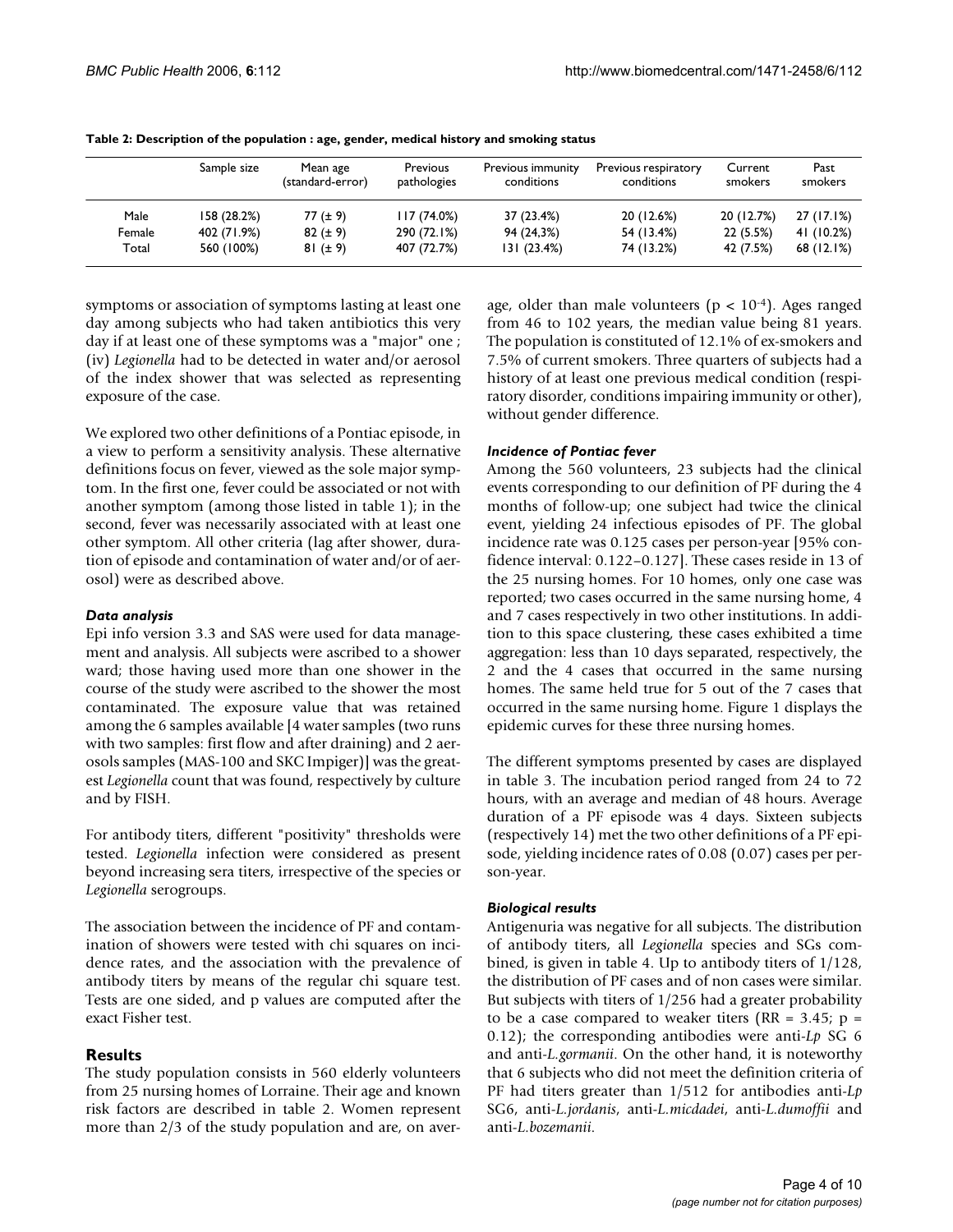**Table 2: Description of the population : age, gender, medical history and smoking status**

| | Sample size | Mean age (standard-error) | Previous pathologies | Previous immunity conditions | Previous respiratory conditions | Current smokers | Past smokers |
|---|---|---|---|---|---|---|---|
| Male | 158 (28.2%) | 77 (± 9) | 117 (74.0%) | 37 (23.4%) | 20 (12.6%) | 20 (12.7%) | 27 (17.1%) |
| Female | 402 (71.9%) | 82 (± 9) | 290 (72.1%) | 94 (24,3%) | 54 (13.4%) | 22 (5.5%) | 41 (10.2%) |
| Total | 560 (100%) | 81 (± 9) | 407 (72.7%) | 131 (23.4%) | 74 (13.2%) | 42 (7.5%) | 68 (12.1%) |

symptoms or association of symptoms lasting at least one day among subjects who had taken antibiotics this very day if at least one of these symptoms was a "major" one ; (iv) *Legionella* had to be detected in water and/or aerosol of the index shower that was selected as representing exposure of the case.

We explored two other definitions of a Pontiac episode, in a view to perform a sensitivity analysis. These alternative definitions focus on fever, viewed as the sole major symptom. In the first one, fever could be associated or not with another symptom (among those listed in table 1); in the second, fever was necessarily associated with at least one other symptom. All other criteria (lag after shower, duration of episode and contamination of water and/or of aerosol) were as described above.

### *Data analysis*

Epi info version 3.3 and SAS were used for data management and analysis. All subjects were ascribed to a shower ward; those having used more than one shower in the course of the study were ascribed to the shower the most contaminated. The exposure value that was retained among the 6 samples available [4 water samples (two runs with two samples: first flow and after draining) and 2 aerosols samples (MAS-100 and SKC Impiger)] was the greatest *Legionella* count that was found, respectively by culture and by FISH.

For antibody titers, different "positivity" thresholds were tested. *Legionella* infection were considered as present beyond increasing sera titers, irrespective of the species or *Legionella* serogroups.

The association between the incidence of PF and contamination of showers were tested with chi squares on incidence rates, and the association with the prevalence of antibody titers by means of the regular chi square test. Tests are one sided, and p values are computed after the exact Fisher test.

## Results

The study population consists in 560 elderly volunteers from 25 nursing homes of Lorraine. Their age and known risk factors are described in table 2. Women represent more than 2/3 of the study population and are, on average, older than male volunteers ($p < 10^{-4}$). Ages ranged from 46 to 102 years, the median value being 81 years. The population is constituted of 12.1% of ex-smokers and 7.5% of current smokers. Three quarters of subjects had a history of at least one previous medical condition (respiratory disorder, conditions impairing immunity or other), without gender difference.

### *Incidence of Pontiac fever*

Among the 560 volunteers, 23 subjects had the clinical events corresponding to our definition of PF during the 4 months of follow-up; one subject had twice the clinical event, yielding 24 infectious episodes of PF. The global incidence rate was 0.125 cases per person-year [95% confidence interval: 0.122–0.127]. These cases reside in 13 of the 25 nursing homes. For 10 homes, only one case was reported; two cases occurred in the same nursing home, 4 and 7 cases respectively in two other institutions. In addition to this space clustering, these cases exhibited a time aggregation: less than 10 days separated, respectively, the 2 and the 4 cases that occurred in the same nursing homes. The same held true for 5 out of the 7 cases that occurred in the same nursing home. Figure 1 displays the epidemic curves for these three nursing homes.

The different symptoms presented by cases are displayed in table 3. The incubation period ranged from 24 to 72 hours, with an average and median of 48 hours. Average duration of a PF episode was 4 days. Sixteen subjects (respectively 14) met the two other definitions of a PF episode, yielding incidence rates of 0.08 (0.07) cases per person-year.

### *Biological results*

Antigenuria was negative for all subjects. The distribution of antibody titers, all *Legionella* species and SGs combined, is given in table 4. Up to antibody titers of 1/128, the distribution of PF cases and of non cases were similar. But subjects with titers of 1/256 had a greater probability to be a case compared to weaker titers (RR = 3.45; $p = 0.12$); the corresponding antibodies were anti-*Lp* SG 6 and anti-*L.gormanii*. On the other hand, it is noteworthy that 6 subjects who did not meet the definition criteria of PF had titers greater than 1/512 for antibodies anti-*Lp* SG6, anti-*L.jordanis*, anti-*L.micdadei*, anti-*L.dumoffii* and anti-*L.bozemanii*.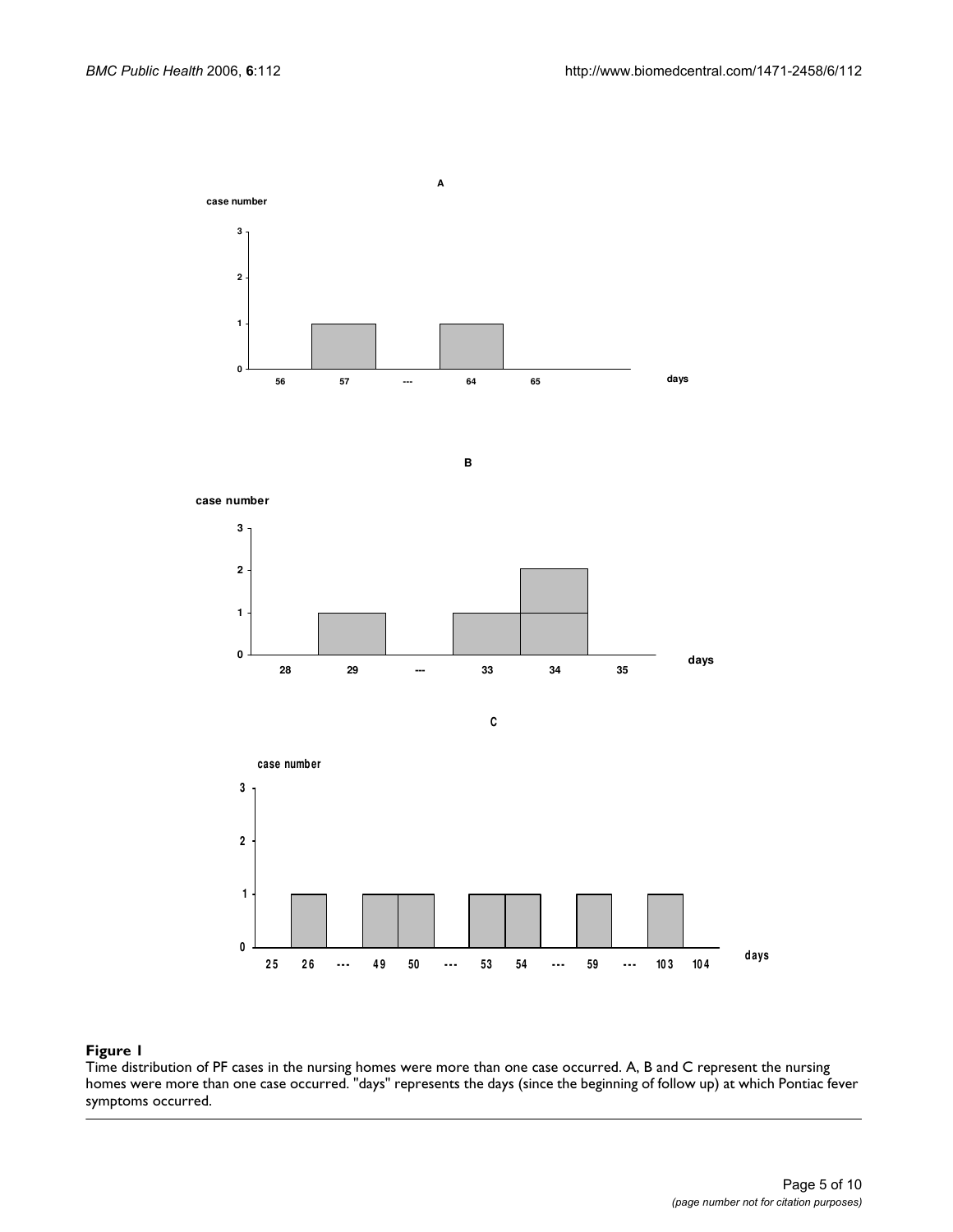**Figure 1**
Time distribution of PF cases in the nursing homes were more than one case occurred. A, B and C represent the nursing homes were more than one case occurred. "days" represents the days (since the beginning of follow up) at which Pontiac fever symptoms occurred.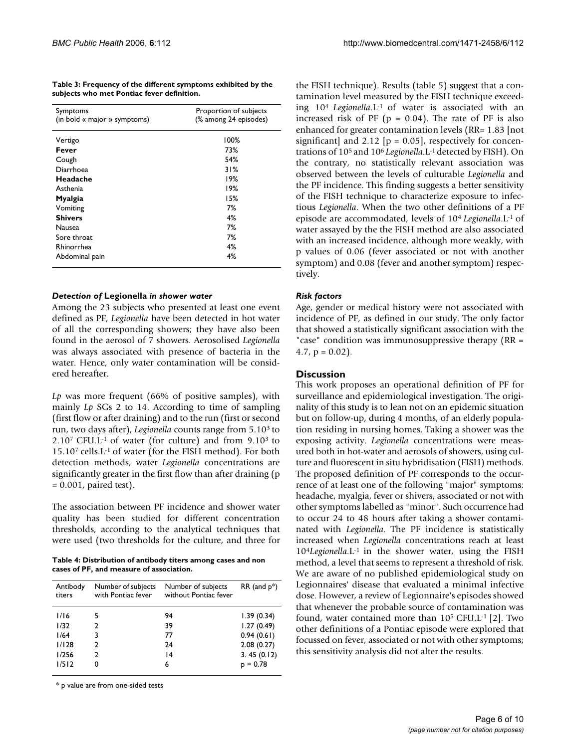**Table 3: Frequency of the different symptoms exhibited by the subjects who met Pontiac fever definition.**

| Symptoms (in bold « major » symptoms) | Proportion of subjects (% among 24 episodes) |
| --- | --- |
| Vertigo | 100% |
| **Fever** | 73% |
| Cough | 54% |
| Diarrhoea | 31% |
| **Headache** | 19% |
| Asthenia | 19% |
| **Myalgia** | 15% |
| Vomiting | 7% |
| **Shivers** | 4% |
| Nausea | 7% |
| Sore throat | 7% |
| Rhinorrhea | 4% |
| Abdominal pain | 4% |

### *Detection of* Legionella *in shower water*

Among the 23 subjects who presented at least one event defined as PF, *Legionella* have been detected in hot water of all the corresponding showers; they have also been found in the aerosol of 7 showers. Aerosolised *Legionella* was always associated with presence of bacteria in the water. Hence, only water contamination will be considered hereafter.

*Lp* was more frequent (66% of positive samples), with mainly *Lp* SGs 2 to 14. According to time of sampling (first flow or after draining) and to the run (first or second run, two days after), *Legionella* counts range from $5.10^3$ to $2.10^7$ CFU.$L^{-1}$ of water (for culture) and from $9.10^3$ to $15.10^7$ cells.$L^{-1}$ of water (for the FISH method). For both detection methods, water *Legionella* concentrations are significantly greater in the first flow than after draining ($p = 0.001$, paired test).

The association between PF incidence and shower water quality has been studied for different concentration thresholds, according to the analytical techniques that were used (two thresholds for the culture, and three for the FISH technique). Results (table 5) suggest that a contamination level measured by the FISH technique exceeding $10^4$ *Legionella*.$L^{-1}$ of water is associated with an increased risk of PF ($p = 0.04$). The rate of PF is also enhanced for greater contamination levels (RR= 1.83 [not significant] and 2.12 [$p = 0.05$], respectively for concentrations of $10^5$ and $10^6$ *Legionella*.$L^{-1}$ detected by FISH). On the contrary, no statistically relevant association was observed between the levels of culturable *Legionella* and the PF incidence. This finding suggests a better sensitivity of the FISH technique to characterize exposure to infectious *Legionella*. When the two other definitions of a PF episode are accommodated, levels of $10^4$ *Legionella*.$L^{-1}$ of water assayed by the the FISH method are also associated with an increased incidence, although more weakly, with p values of 0.06 (fever associated or not with another symptom) and 0.08 (fever and another symptom) respectively.

**Table 4: Distribution of antibody titers among cases and non cases of PF, and measure of association.**

| Antibody titers | Number of subjects with Pontiac fever | Number of subjects without Pontiac fever | RR (and p*) |
| --- | --- | --- | --- |
| 1/16 | 5 | 94 | 1.39 (0.34) |
| 1/32 | 2 | 39 | 1.27 (0.49) |
| 1/64 | 3 | 77 | 0.94 (0.61) |
| 1/128 | 2 | 24 | 2.08 (0.27) |
| 1/256 | 2 | 14 | 3. 45 (0.12) |
| 1/512 | 0 | 6 | p = 0.78 |

\* p value are from one-sided tests

### *Risk factors*

Age, gender or medical history were not associated with incidence of PF, as defined in our study. The only factor that showed a statistically significant association with the "case" condition was immunosuppressive therapy (RR = 4.7, $p = 0.02$).

## Discussion

This work proposes an operational definition of PF for surveillance and epidemiological investigation. The originality of this study is to lean not on an epidemic situation but on follow-up, during 4 months, of an elderly population residing in nursing homes. Taking a shower was the exposing activity. *Legionella* concentrations were measured both in hot-water and aerosols of showers, using culture and fluorescent in situ hybridisation (FISH) methods. The proposed definition of PF corresponds to the occurrence of at least one of the following "major" symptoms: headache, myalgia, fever or shivers, associated or not with other symptoms labelled as "minor". Such occurrence had to occur 24 to 48 hours after taking a shower contaminated with *Legionella*. The PF incidence is statistically increased when *Legionella* concentrations reach at least $10^4$*Legionella*.$L^{-1}$ in the shower water, using the FISH method, a level that seems to represent a threshold of risk. We are aware of no published epidemiological study on Legionnaires' disease that evaluated a minimal infective dose. However, a review of Legionnaire's episodes showed that whenever the probable source of contamination was found, water contained more than $10^5$ CFU.$L^{-1}$ [2]. Two other definitions of a Pontiac episode were explored that focussed on fever, associated or not with other symptoms; this sensitivity analysis did not alter the results.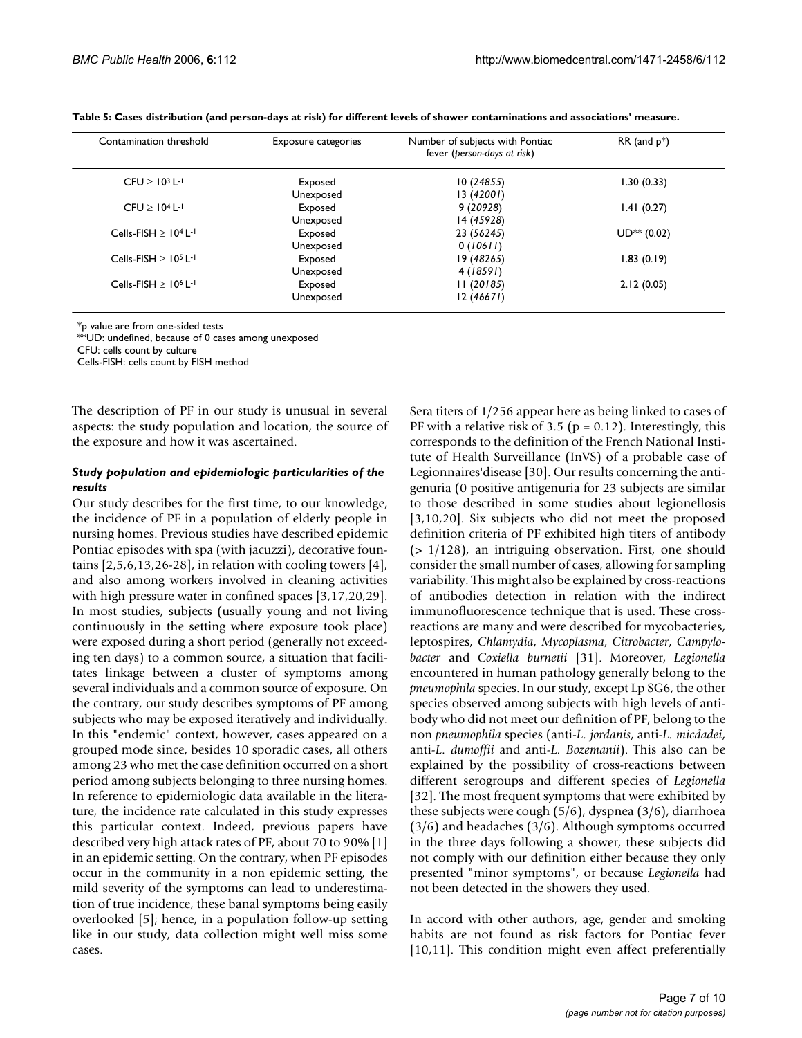**Table 5: Cases distribution (and person-days at risk) for different levels of shower contaminations and associations' measure.**

| Contamination threshold | Exposure categories | Number of subjects with Pontiac fever (*person-days at risk*) | RR (and p*) |
|---|---|---|---|
| CFU ≥ $10^3$ $L^{-1}$ | Exposed | 10 (*24855*) | 1.30 (0.33) |
| | Unexposed | 13 (*42001*) | |
| CFU ≥ $10^4$ $L^{-1}$ | Exposed | 9 (*20928*) | 1.41 (0.27) |
| | Unexposed | 14 (*45928*) | |
| Cells-FISH ≥ $10^4$ $L^{-1}$ | Exposed | 23 (*56245*) | UD** (0.02) |
| | Unexposed | 0 (*10611*) | |
| Cells-FISH ≥ $10^5$ $L^{-1}$ | Exposed | 19 (*48265*) | 1.83 (0.19) |
| | Unexposed | 4 (*18591*) | |
| Cells-FISH ≥ $10^6$ $L^{-1}$ | Exposed | 11 (*20185*) | 2.12 (0.05) |
| | Unexposed | 12 (*46671*) | |

*p value are from one-sided tests

**UD: undefined, because of 0 cases among unexposed

CFU: cells count by culture

Cells-FISH: cells count by FISH method

The description of PF in our study is unusual in several aspects: the study population and location, the source of the exposure and how it was ascertained.

### *Study population and epidemiologic particularities of the results*

Our study describes for the first time, to our knowledge, the incidence of PF in a population of elderly people in nursing homes. Previous studies have described epidemic Pontiac episodes with spa (with jacuzzi), decorative fountains [2,5,6,13,26-28], in relation with cooling towers [4], and also among workers involved in cleaning activities with high pressure water in confined spaces [3,17,20,29]. In most studies, subjects (usually young and not living continuously in the setting where exposure took place) were exposed during a short period (generally not exceeding ten days) to a common source, a situation that facilitates linkage between a cluster of symptoms among several individuals and a common source of exposure. On the contrary, our study describes symptoms of PF among subjects who may be exposed iteratively and individually. In this "endemic" context, however, cases appeared on a grouped mode since, besides 10 sporadic cases, all others among 23 who met the case definition occurred on a short period among subjects belonging to three nursing homes. In reference to epidemiologic data available in the literature, the incidence rate calculated in this study expresses this particular context. Indeed, previous papers have described very high attack rates of PF, about 70 to 90% [1] in an epidemic setting. On the contrary, when PF episodes occur in the community in a non epidemic setting, the mild severity of the symptoms can lead to underestimation of true incidence, these banal symptoms being easily overlooked [5]; hence, in a population follow-up setting like in our study, data collection might well miss some cases.

Sera titers of 1/256 appear here as being linked to cases of PF with a relative risk of 3.5 ($p = 0.12$). Interestingly, this corresponds to the definition of the French National Institute of Health Surveillance (InVS) of a probable case of Legionnaires'disease [30]. Our results concerning the antigenuria (0 positive antigenuria for 23 subjects are similar to those described in some studies about legionellosis [3,10,20]. Six subjects who did not meet the proposed definition criteria of PF exhibited high titers of antibody (> 1/128), an intriguing observation. First, one should consider the small number of cases, allowing for sampling variability. This might also be explained by cross-reactions of antibodies detection in relation with the indirect immunofluorescence technique that is used. These cross-reactions are many and were described for mycobacteries, leptospires, *Chlamydia*, *Mycoplasma*, *Citrobacter*, *Campylobacter* and *Coxiella burnetii* [31]. Moreover, *Legionella* encountered in human pathology generally belong to the *pneumophila* species. In our study, except Lp SG6, the other species observed among subjects with high levels of antibody who did not meet our definition of PF, belong to the non *pneumophila* species (anti-*L. jordanis*, anti-*L. micdadei*, anti-*L. dumoffii* and anti-*L. Bozemanii*). This also can be explained by the possibility of cross-reactions between different serogroups and different species of *Legionella* [32]. The most frequent symptoms that were exhibited by these subjects were cough (5/6), dyspnea (3/6), diarrhoea (3/6) and headaches (3/6). Although symptoms occurred in the three days following a shower, these subjects did not comply with our definition either because they only presented "minor symptoms", or because *Legionella* had not been detected in the showers they used.

In accord with other authors, age, gender and smoking habits are not found as risk factors for Pontiac fever [10,11]. This condition might even affect preferentially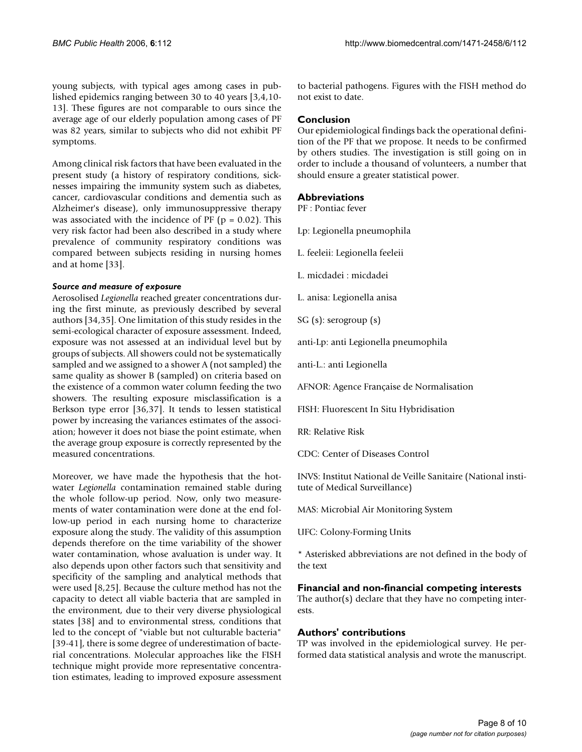young subjects, with typical ages among cases in published epidemics ranging between 30 to 40 years [3,4,10-13]. These figures are not comparable to ours since the average age of our elderly population among cases of PF was 82 years, similar to subjects who did not exhibit PF symptoms.

Among clinical risk factors that have been evaluated in the present study (a history of respiratory conditions, sicknesses impairing the immunity system such as diabetes, cancer, cardiovascular conditions and dementia such as Alzheimer's disease), only immunosuppressive therapy was associated with the incidence of PF ($p = 0.02$). This very risk factor had been also described in a study where prevalence of community respiratory conditions was compared between subjects residing in nursing homes and at home [33].

#### *Source and measure of exposure*

Aerosolised *Legionella* reached greater concentrations during the first minute, as previously described by several authors [34,35]. One limitation of this study resides in the semi-ecological character of exposure assessment. Indeed, exposure was not assessed at an individual level but by groups of subjects. All showers could not be systematically sampled and we assigned to a shower A (not sampled) the same quality as shower B (sampled) on criteria based on the existence of a common water column feeding the two showers. The resulting exposure misclassification is a Berkson type error [36,37]. It tends to lessen statistical power by increasing the variances estimates of the association; however it does not biase the point estimate, when the average group exposure is correctly represented by the measured concentrations.

Moreover, we have made the hypothesis that the hot-water *Legionella* contamination remained stable during the whole follow-up period. Now, only two measurements of water contamination were done at the end follow-up period in each nursing home to characterize exposure along the study. The validity of this assumption depends therefore on the time variability of the shower water contamination, whose avaluation is under way. It also depends upon other factors such that sensitivity and specificity of the sampling and analytical methods that were used [8,25]. Because the culture method has not the capacity to detect all viable bacteria that are sampled in the environment, due to their very diverse physiological states [38] and to environmental stress, conditions that led to the concept of "viable but not culturable bacteria" [39-41], there is some degree of underestimation of bacterial concentrations. Molecular approaches like the FISH technique might provide more representative concentration estimates, leading to improved exposure assessment to bacterial pathogens. Figures with the FISH method do not exist to date.

## Conclusion

Our epidemiological findings back the operational definition of the PF that we propose. It needs to be confirmed by others studies. The investigation is still going on in order to include a thousand of volunteers, a number that should ensure a greater statistical power.

## Abbreviations

PF : Pontiac fever

Lp: Legionella pneumophila

L. feeleii: Legionella feeleii

L. micdadei : micdadei

L. anisa: Legionella anisa

SG (s): serogroup (s)

anti-Lp: anti Legionella pneumophila

anti-L.: anti Legionella

AFNOR: Agence Française de Normalisation

FISH: Fluorescent In Situ Hybridisation

RR: Relative Risk

CDC: Center of Diseases Control

INVS: Institut National de Veille Sanitaire (National institute of Medical Surveillance)

MAS: Microbial Air Monitoring System

UFC: Colony-Forming Units

* Asterisked abbreviations are not defined in the body of the text

## Financial and non-financial competing interests

The author(s) declare that they have no competing interests.

## Authors' contributions

TP was involved in the epidemiological survey. He performed data statistical analysis and wrote the manuscript.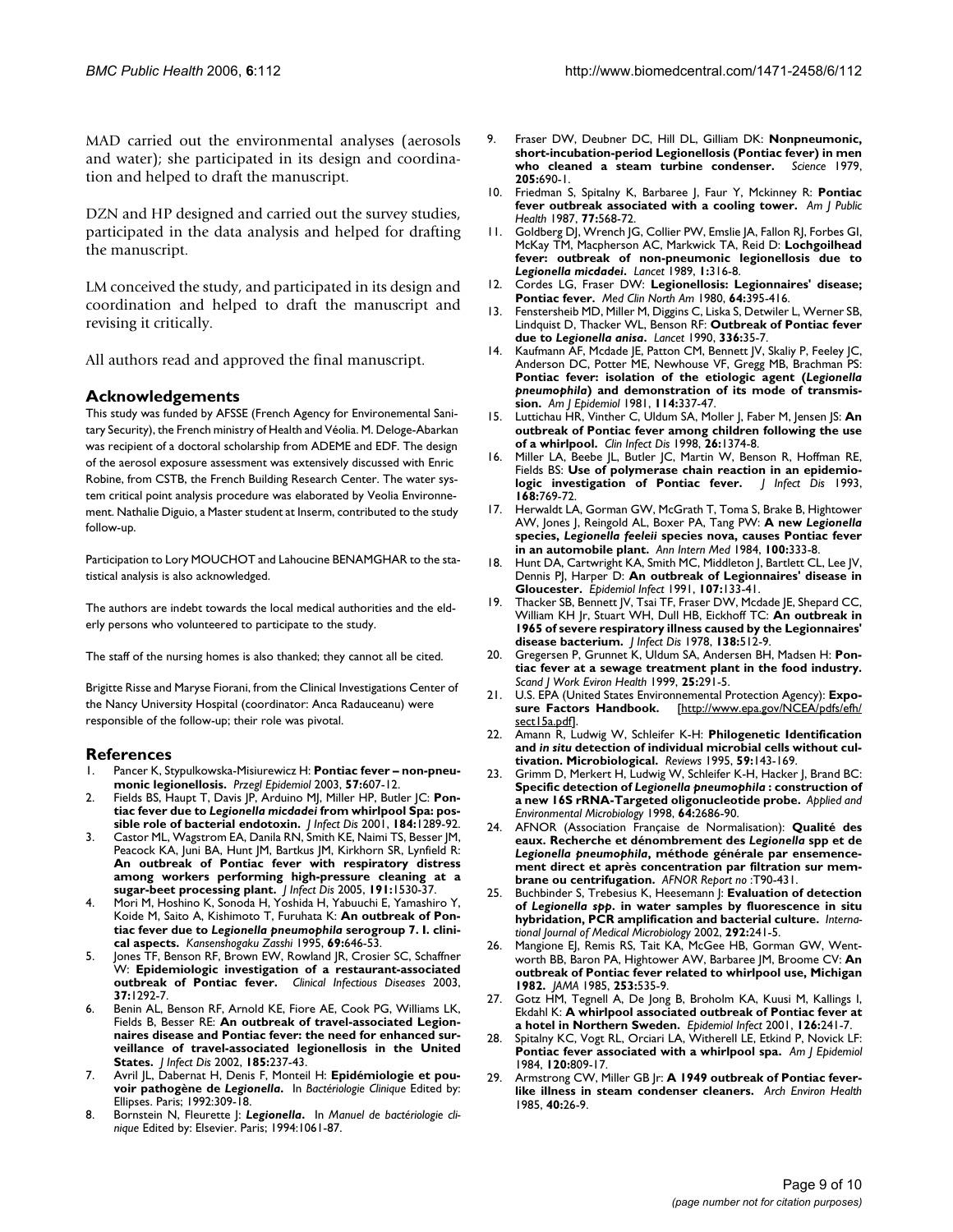MAD carried out the environmental analyses (aerosols and water); she participated in its design and coordination and helped to draft the manuscript.

DZN and HP designed and carried out the survey studies, participated in the data analysis and helped for drafting the manuscript.

LM conceived the study, and participated in its design and coordination and helped to draft the manuscript and revising it critically.

All authors read and approved the final manuscript.

## Acknowledgements

This study was funded by AFSSE (French Agency for Environemental Sanitary Security), the French ministry of Health and Véolia. M. Deloge-Abarkan was recipient of a doctoral scholarship from ADEME and EDF. The design of the aerosol exposure assessment was extensively discussed with Enric Robine, from CSTB, the French Building Research Center. The water system critical point analysis procedure was elaborated by Veolia Environnement. Nathalie Diguio, a Master student at Inserm, contributed to the study follow-up.

Participation to Lory MOUCHOT and Lahoucine BENAMGHAR to the statistical analysis is also acknowledged.

The authors are indebt towards the local medical authorities and the elderly persons who volunteered to participate to the study.

The staff of the nursing homes is also thanked; they cannot all be cited.

Brigitte Risse and Maryse Fiorani, from the Clinical Investigations Center of the Nancy University Hospital (coordinator: Anca Radauceanu) were responsible of the follow-up; their role was pivotal.

## References

1. Pancer K, Stypulkowska-Misiurewicz H: **Pontiac fever – non-pneumonic legionellosis.** *Przegl Epidemiol* 2003, **57:**607-12.
2. Fields BS, Haupt T, Davis JP, Arduino MJ, Miller HP, Butler JC: **Pontiac fever due to *Legionella micdadei* from whirlpool Spa: possible role of bacterial endotoxin.** *J Infect Dis* 2001, **184:**1289-92.
3. Castor ML, Wagstrom EA, Danila RN, Smith KE, Naimi TS, Besser JM, Peacock KA, Juni BA, Hunt JM, Bartkus JM, Kirkhorn SR, Lynfield R: **An outbreak of Pontiac fever with respiratory distress among workers performing high-pressure cleaning at a sugar-beet processing plant.** *J Infect Dis* 2005, **191:**1530-37.
4. Mori M, Hoshino K, Sonoda H, Yoshida H, Yabuuchi E, Yamashiro Y, Koide M, Saito A, Kishimoto T, Furuhata K: **An outbreak of Pontiac fever due to *Legionella pneumophila* serogroup 7. I. clinical aspects.** *Kansenshogaku Zasshi* 1995, **69:**646-53.
5. Jones TF, Benson RF, Brown EW, Rowland JR, Crosier SC, Schaffner W: **Epidemiologic investigation of a restaurant-associated outbreak of Pontiac fever.** *Clinical Infectious Diseases* 2003, **37:**1292-7.
6. Benin AL, Benson RF, Arnold KE, Fiore AE, Cook PG, Williams LK, Fields B, Besser RE: **An outbreak of travel-associated Legionnaires disease and Pontiac fever: the need for enhanced surveillance of travel-associated legionellosis in the United States.** *J Infect Dis* 2002, **185:**237-43.
7. Avril JL, Dabernat H, Denis F, Monteil H: **Epidémiologie et pouvoir pathogène de *Legionella*.** In *Bactériologie Clinique* Edited by: Ellipses. Paris; 1992:309-18.
8. Bornstein N, Fleurette J: ***Legionella*.** In *Manuel de bactériologie clinique* Edited by: Elsevier. Paris; 1994:1061-87.
9. Fraser DW, Deubner DC, Hill DL, Gilliam DK: **Nonpneumonic, short-incubation-period Legionellosis (Pontiac fever) in men who cleaned a steam turbine condenser.** *Science* 1979, **205:**690-1.
10. Friedman S, Spitalny K, Barbaree J, Faur Y, Mckinney R: **Pontiac fever outbreak associated with a cooling tower.** *Am J Public Health* 1987, **77:**568-72.
11. Goldberg DJ, Wrench JG, Collier PW, Emslie JA, Fallon RJ, Forbes GI, McKay TM, Macpherson AC, Markwick TA, Reid D: **Lochgoilhead fever: outbreak of non-pneumonic legionellosis due to *Legionella micdadei*.** *Lancet* 1989, **1:**316-8.
12. Cordes LG, Fraser DW: **Legionellosis: Legionnaires' disease; Pontiac fever.** *Med Clin North Am* 1980, **64:**395-416.
13. Fenstersheib MD, Miller M, Diggins C, Liska S, Detwiler L, Werner SB, Lindquist D, Thacker WL, Benson RF: **Outbreak of Pontiac fever due to *Legionella anisa*.** *Lancet* 1990, **336:**35-7.
14. Kaufmann AF, Mcdade JE, Patton CM, Bennett JV, Skaliy P, Feeley JC, Anderson DC, Potter ME, Newhouse VF, Gregg MB, Brachman PS: **Pontiac fever: isolation of the etiologic agent (*Legionella pneumophila*) and demonstration of its mode of transmission.** *Am J Epidemiol* 1981, **114:**337-47.
15. Luttichau HR, Vinther C, Uldum SA, Moller J, Faber M, Jensen JS: **An outbreak of Pontiac fever among children following the use of a whirlpool.** *Clin Infect Dis* 1998, **26:**1374-8.
16. Miller LA, Beebe JL, Butler JC, Martin W, Benson R, Hoffman RE, Fields BS: **Use of polymerase chain reaction in an epidemiologic investigation of Pontiac fever.** *J Infect Dis* 1993, **168:**769-72.
17. Herwaldt LA, Gorman GW, McGrath T, Toma S, Brake B, Hightower AW, Jones J, Reingold AL, Boxer PA, Tang PW: **A new *Legionella* species, *Legionella feeleii* species nova, causes Pontiac fever in an automobile plant.** *Ann Intern Med* 1984, **100:**333-8.
18. Hunt DA, Cartwright KA, Smith MC, Middleton J, Bartlett CL, Lee JV, Dennis PJ, Harper D: **An outbreak of Legionnaires' disease in Gloucester.** *Epidemiol Infect* 1991, **107:**133-41.
19. Thacker SB, Bennett JV, Tsai TF, Fraser DW, Mcdade JE, Shepard CC, William KH Jr, Stuart WH, Dull HB, Eickhoff TC: **An outbreak in 1965 of severe respiratory illness caused by the Legionnaires' disease bacterium.** *J Infect Dis* 1978, **138:**512-9.
20. Gregersen P, Grunnet K, Uldum SA, Andersen BH, Madsen H: **Pontiac fever at a sewage treatment plant in the food industry.** *Scand J Work Eviron Health* 1999, **25:**291-5.
21. U.S. EPA (United States Environnemental Protection Agency): **Exposure Factors Handbook.** [http://www.epa.gov/NCEA/pdfs/efh/sect15a.pdf].
22. Amann R, Ludwig W, Schleifer K-H: **Philogenetic Identification and *in situ* detection of individual microbial cells without cultivation. Microbiological.** *Reviews* 1995, **59:**143-169.
23. Grimm D, Merkert H, Ludwig W, Schleifer K-H, Hacker J, Brand BC: **Specific detection of *Legionella pneumophila* : construction of a new 16S rRNA-Targeted oligonucleotide probe.** *Applied and Environmental Microbiology* 1998, **64:**2686-90.
24. AFNOR (Association Française de Normalisation): **Qualité des eaux. Recherche et dénombrement des *Legionella* spp et de *Legionella pneumophila*, méthode générale par ensemencement direct et après concentration par filtration sur membrane ou centrifugation.** *AFNOR Report no* :T90-431.
25. Buchbinder S, Trebesius K, Heesemann J: **Evaluation of detection of *Legionella spp*. in water samples by fluorescence in situ hybridization, PCR amplification and bacterial culture.** *International Journal of Medical Microbiology* 2002, **292:**241-5.
26. Mangione EJ, Remis RS, Tait KA, McGee HB, Gorman GW, Wentworth BB, Baron PA, Hightower AW, Barbaree JM, Broome CV: **An outbreak of Pontiac fever related to whirlpool use, Michigan 1982.** *JAMA* 1985, **253:**535-9.
27. Gotz HM, Tegnell A, De Jong B, Broholm KA, Kuusi M, Kallings I, Ekdahl K: **A whirlpool associated outbreak of Pontiac fever at a hotel in Northern Sweden.** *Epidemiol Infect* 2001, **126:**241-7.
28. Spitalny KC, Vogt RL, Orciari LA, Witherell LE, Etkind P, Novick LF: **Pontiac fever associated with a whirlpool spa.** *Am J Epidemiol* 1984, **120:**809-17.
29. Armstrong CW, Miller GB Jr: **A 1949 outbreak of Pontiac fever-like illness in steam condenser cleaners.** *Arch Environ Health* 1985, **40:**26-9.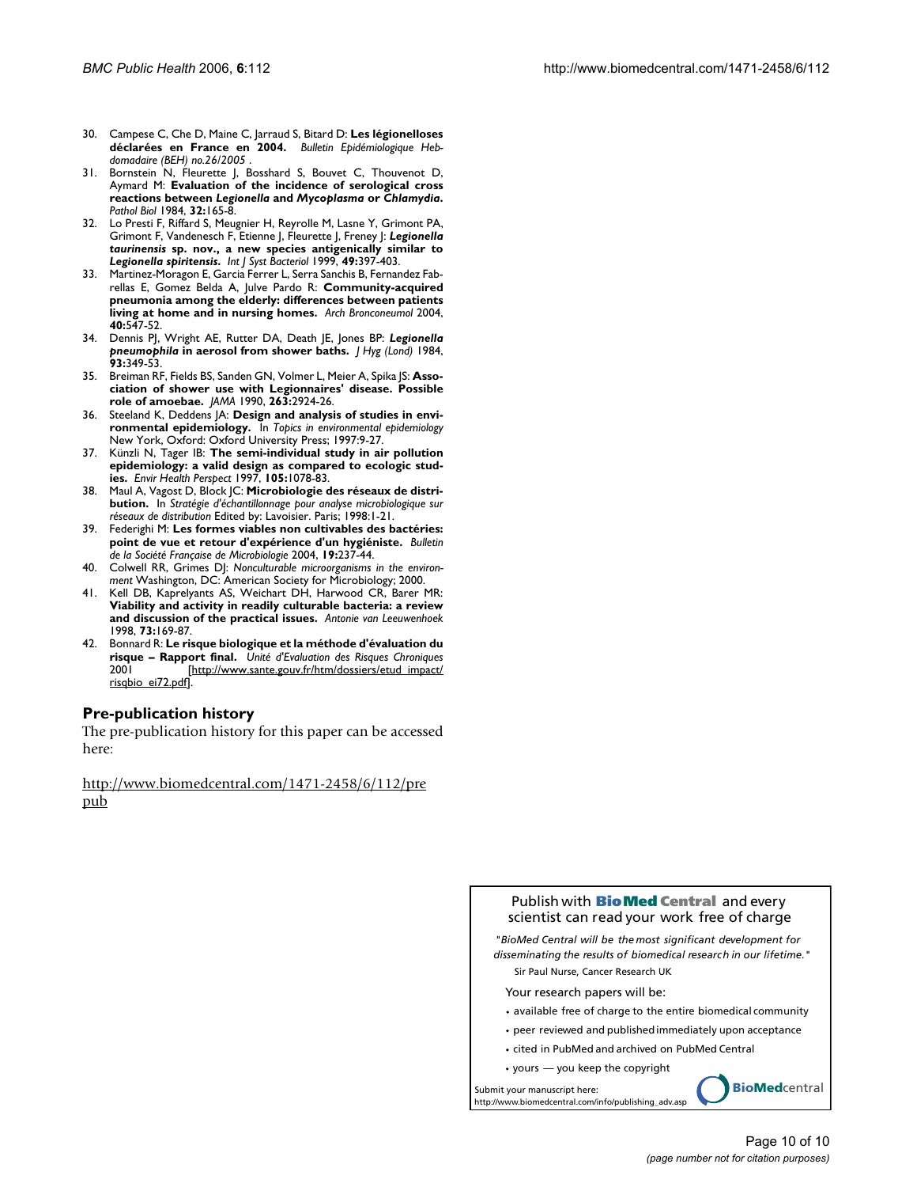30. Campese C, Che D, Maine C, Jarraud S, Bitard D: **Les légionelloses déclarées en France en 2004.** *Bulletin Epidémiologique Hebdomadaire (BEH) no.26/2005* .
31. Bornstein N, Fleurette J, Bosshard S, Bouvet C, Thouvenot D, Aymard M: **Evaluation of the incidence of serological cross reactions between *Legionella* and *Mycoplasma* or *Chlamydia*.** *Pathol Biol* 1984, **32:**165-8.
32. Lo Presti F, Riffard S, Meugnier H, Reyrolle M, Lasne Y, Grimont PA, Grimont F, Vandenesch F, Etienne J, Fleurette J, Freney J: ***Legionella taurinensis* sp. nov., a new species antigenically similar to *Legionella spiritensis*.** *Int J Syst Bacteriol* 1999, **49:**397-403.
33. Martinez-Moragon E, Garcia Ferrer L, Serra Sanchis B, Fernandez Fabrellas E, Gomez Belda A, Julve Pardo R: **Community-acquired pneumonia among the elderly: differences between patients living at home and in nursing homes.** *Arch Bronconeumol* 2004, **40:**547-52.
34. Dennis PJ, Wright AE, Rutter DA, Death JE, Jones BP: ***Legionella pneumophila* in aerosol from shower baths.** *J Hyg (Lond)* 1984, **93:**349-53.
35. Breiman RF, Fields BS, Sanden GN, Volmer L, Meier A, Spika JS: **Association of shower use with Legionnaires' disease. Possible role of amoebae.** *JAMA* 1990, **263:**2924-26.
36. Steeland K, Deddens JA: **Design and analysis of studies in environmental epidemiology.** In *Topics in environmental epidemiology* New York, Oxford: Oxford University Press; 1997:9-27.
37. Künzli N, Tager IB: **The semi-individual study in air pollution epidemiology: a valid design as compared to ecologic studies.** *Envir Health Perspect* 1997, **105:**1078-83.
38. Maul A, Vagost D, Block JC: **Microbiologie des réseaux de distribution.** In *Stratégie d'échantillonnage pour analyse microbiologique sur réseaux de distribution* Edited by: Lavoisier. Paris; 1998:1-21.
39. Federighi M: **Les formes viables non cultivables des bactéries: point de vue et retour d'expérience d'un hygiéniste.** *Bulletin de la Société Française de Microbiologie* 2004, **19:**237-44.
40. Colwell RR, Grimes DJ: *Nonculturable microorganisms in the environment* Washington, DC: American Society for Microbiology; 2000.
41. Kell DB, Kaprelyants AS, Weichart DH, Harwood CR, Barer MR: **Viability and activity in readily culturable bacteria: a review and discussion of the practical issues.** *Antonie van Leeuwenhoek* 1998, **73:**169-87.
42. Bonnard R: **Le risque biologique et la méthode d'évaluation du risque – Rapport final.** *Unité d'Evaluation des Risques Chroniques* 2001 [http://www.sante.gouv.fr/htm/dossiers/etud_impact/risqbio_ei72.pdf].

## Pre-publication history

The pre-publication history for this paper can be accessed here:

http://www.biomedcentral.com/1471-2458/6/112/prepub

Publish with **BioMed Central** and every scientist can read your work free of charge

*"BioMed Central will be the most significant development for disseminating the results of biomedical research in our lifetime."*

Sir Paul Nurse, Cancer Research UK

Your research papers will be:

- available free of charge to the entire biomedical community
- peer reviewed and published immediately upon acceptance
- cited in PubMed and archived on PubMed Central
- yours — you keep the copyright

Submit your manuscript here:
http://www.biomedcentral.com/info/publishing_adv.asp

BioMedcentral